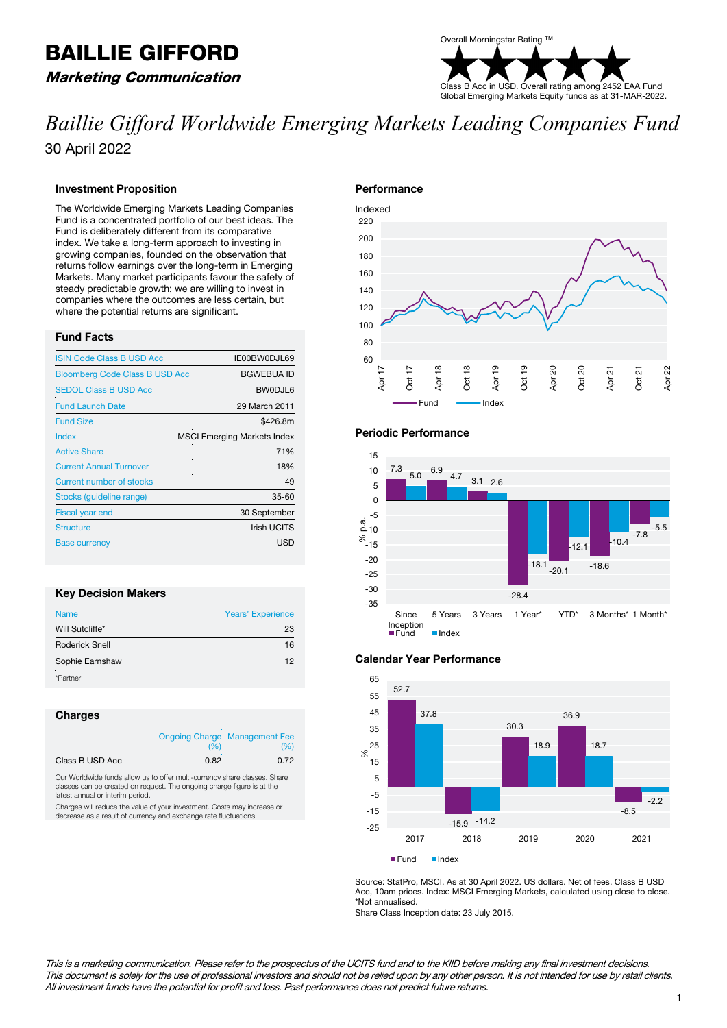# BAILLIE GIFFORD

***Marketing Communication***

Overall Morningstar Rating ™

★★★★★

Class B Acc in USD. Overall rating among 2452 EAA Fund Global Emerging Markets Equity funds as at 31-MAR-2022.

# *Baillie Gifford Worldwide Emerging Markets Leading Companies Fund*

30 April 2022

## Investment Proposition

The Worldwide Emerging Markets Leading Companies Fund is a concentrated portfolio of our best ideas. The Fund is deliberately different from its comparative index. We take a long-term approach to investing in growing companies, founded on the observation that returns follow earnings over the long-term in Emerging Markets. Many market participants favour the safety of steady predictable growth; we are willing to invest in companies where the outcomes are less certain, but where the potential returns are significant.

## Fund Facts

| | |
|---|---|
| ISIN Code Class B USD Acc | IE00BW0DJL69 |
| Bloomberg Code Class B USD Acc | BGWEBUA ID |
| SEDOL Class B USD Acc | BW0DJL6 |
| Fund Launch Date | 29 March 2011 |
| Fund Size | $426.8m |
| Index | MSCI Emerging Markets Index |
| Active Share | 71% |
| Current Annual Turnover | 18% |
| Current number of stocks | 49 |
| Stocks (guideline range) | 35-60 |
| Fiscal year end | 30 September |
| Structure | Irish UCITS |
| Base currency | USD |

## Key Decision Makers

| Name | Years' Experience |
|---|---|
| Will Sutcliffe* | 23 |
| Roderick Snell | 16 |
| Sophie Earnshaw | 12 |

*Partner

## Charges

| | Ongoing Charge (%) | Management Fee (%) |
|---|---|---|
| Class B USD Acc | 0.82 | 0.72 |

Our Worldwide funds allow us to offer multi-currency share classes. Share classes can be created on request. The ongoing charge figure is at the latest annual or interim period.

Charges will reduce the value of your investment. Costs may increase or decrease as a result of currency and exchange rate fluctuations.

## Performance

Indexed

Fund — Index

## Periodic Performance

| % p.a. | Since Inception | 5 Years | 3 Years | 1 Year* | YTD* | 3 Months* | 1 Month* |
|---|---|---|---|---|---|---|---|
| Fund | 7.3 | 6.9 | 3.1 | -28.4 | -20.1 | -18.6 | -7.8 |
| Index | 5.0 | 4.7 | 2.6 | -18.1 | -12.1 | -10.4 | -5.5 |

## Calendar Year Performance

| % | 2017 | 2018 | 2019 | 2020 | 2021 |
|---|---|---|---|---|---|
| Fund | 52.7 | -15.9 | 30.3 | 36.9 | -8.5 |
| Index | 37.8 | -14.2 | 18.9 | 18.7 | -2.2 |

Source: StatPro, MSCI. As at 30 April 2022. US dollars. Net of fees. Class B USD Acc, 10am prices. Index: MSCI Emerging Markets, calculated using close to close.
*Not annualised.
Share Class Inception date: 23 July 2015.

*This is a marketing communication. Please refer to the prospectus of the UCITS fund and to the KIID before making any final investment decisions. This document is solely for the use of professional investors and should not be relied upon by any other person. It is not intended for use by retail clients. All investment funds have the potential for profit and loss. Past performance does not predict future returns.*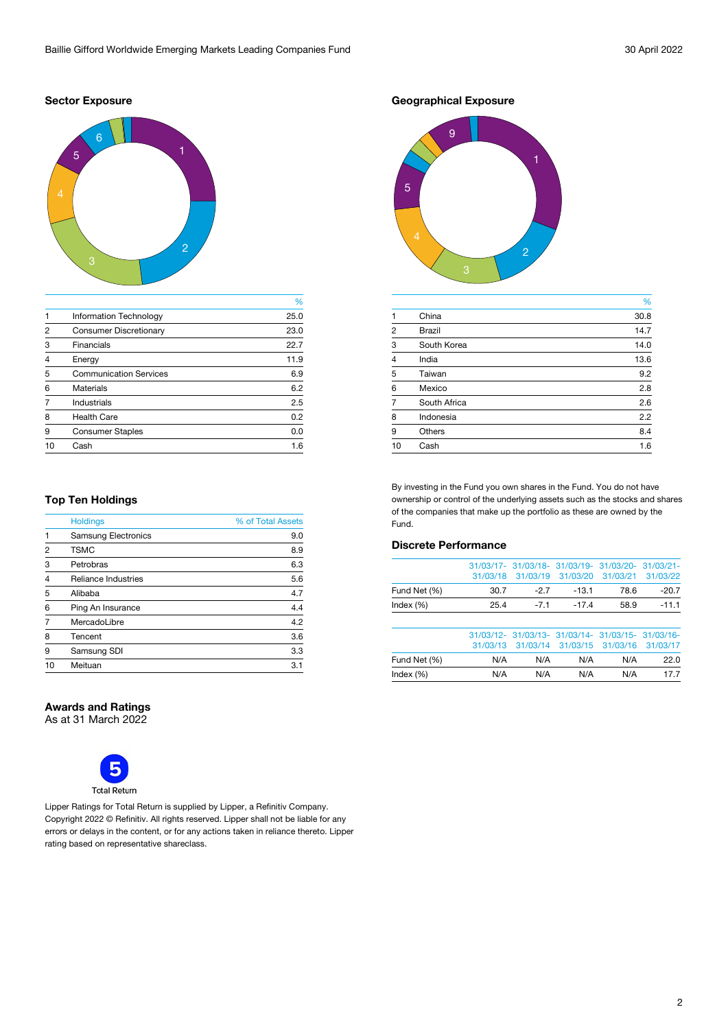## Sector Exposure

| | | % |
|---|---|---|
| 1 | Information Technology | 25.0 |
| 2 | Consumer Discretionary | 23.0 |
| 3 | Financials | 22.7 |
| 4 | Energy | 11.9 |
| 5 | Communication Services | 6.9 |
| 6 | Materials | 6.2 |
| 7 | Industrials | 2.5 |
| 8 | Health Care | 0.2 |
| 9 | Consumer Staples | 0.0 |
| 10 | Cash | 1.6 |

## Geographical Exposure

| | | % |
|---|---|---|
| 1 | China | 30.8 |
| 2 | Brazil | 14.7 |
| 3 | South Korea | 14.0 |
| 4 | India | 13.6 |
| 5 | Taiwan | 9.2 |
| 6 | Mexico | 2.8 |
| 7 | South Africa | 2.6 |
| 8 | Indonesia | 2.2 |
| 9 | Others | 8.4 |
| 10 | Cash | 1.6 |

## Top Ten Holdings

| | Holdings | % of Total Assets |
|---|---|---|
| 1 | Samsung Electronics | 9.0 |
| 2 | TSMC | 8.9 |
| 3 | Petrobras | 6.3 |
| 4 | Reliance Industries | 5.6 |
| 5 | Alibaba | 4.7 |
| 6 | Ping An Insurance | 4.4 |
| 7 | MercadoLibre | 4.2 |
| 8 | Tencent | 3.6 |
| 9 | Samsung SDI | 3.3 |
| 10 | Meituan | 3.1 |

By investing in the Fund you own shares in the Fund. You do not have ownership or control of the underlying assets such as the stocks and shares of the companies that make up the portfolio as these are owned by the Fund.

## Discrete Performance

| | 31/03/17-31/03/18 | 31/03/18-31/03/19 | 31/03/19-31/03/20 | 31/03/20-31/03/21 | 31/03/21-31/03/22 |
|---|---|---|---|---|---|
| Fund Net (%) | 30.7 | -2.7 | -13.1 | 78.6 | -20.7 |
| Index (%) | 25.4 | -7.1 | -17.4 | 58.9 | -11.1 |

| | 31/03/12-31/03/13 | 31/03/13-31/03/14 | 31/03/14-31/03/15 | 31/03/15-31/03/16 | 31/03/16-31/03/17 |
|---|---|---|---|---|---|
| Fund Net (%) | N/A | N/A | N/A | N/A | 22.0 |
| Index (%) | N/A | N/A | N/A | N/A | 17.7 |

## Awards and Ratings

As at 31 March 2022

5

Total Return

Lipper Ratings for Total Return is supplied by Lipper, a Refinitiv Company. Copyright 2022 © Refinitiv. All rights reserved. Lipper shall not be liable for any errors or delays in the content, or for any actions taken in reliance thereto. Lipper rating based on representative shareclass.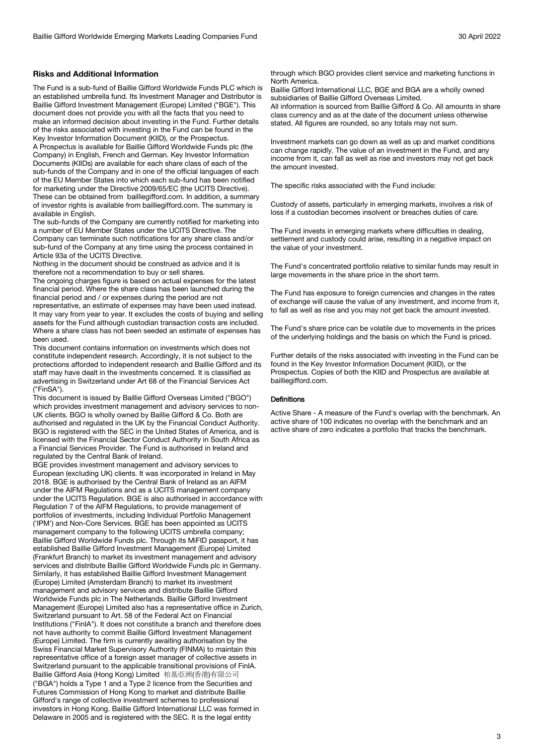## Risks and Additional Information

The Fund is a sub-fund of Baillie Gifford Worldwide Funds PLC which is an established umbrella fund. Its Investment Manager and Distributor is Baillie Gifford Investment Management (Europe) Limited ("BGE"). This document does not provide you with all the facts that you need to make an informed decision about investing in the Fund. Further details of the risks associated with investing in the Fund can be found in the Key Investor Information Document (KIID), or the Prospectus.

A Prospectus is available for Baillie Gifford Worldwide Funds plc (the Company) in English, French and German. Key Investor Information Documents (KIIDs) are available for each share class of each of the sub-funds of the Company and in one of the official languages of each of the EU Member States into which each sub-fund has been notified for marketing under the Directive 2009/65/EC (the UCITS Directive). These can be obtained from bailliegifford.com. In addition, a summary of investor rights is available from bailliegifford.com. The summary is available in English.

The sub-funds of the Company are currently notified for marketing into a number of EU Member States under the UCITS Directive. The Company can terminate such notifications for any share class and/or sub-fund of the Company at any time using the process contained in Article 93a of the UCITS Directive.

Nothing in the document should be construed as advice and it is therefore not a recommendation to buy or sell shares.

The ongoing charges figure is based on actual expenses for the latest financial period. Where the share class has been launched during the financial period and / or expenses during the period are not representative, an estimate of expenses may have been used instead. It may vary from year to year. It excludes the costs of buying and selling assets for the Fund although custodian transaction costs are included. Where a share class has not been seeded an estimate of expenses has been used.

This document contains information on investments which does not constitute independent research. Accordingly, it is not subject to the protections afforded to independent research and Baillie Gifford and its staff may have dealt in the investments concerned. It is classified as advertising in Switzerland under Art 68 of the Financial Services Act ("FinSA").

This document is issued by Baillie Gifford Overseas Limited ("BGO") which provides investment management and advisory services to non-UK clients. BGO is wholly owned by Baillie Gifford & Co. Both are authorised and regulated in the UK by the Financial Conduct Authority. BGO is registered with the SEC in the United States of America, and is licensed with the Financial Sector Conduct Authority in South Africa as a Financial Services Provider. The Fund is authorised in Ireland and regulated by the Central Bank of Ireland.

BGE provides investment management and advisory services to European (excluding UK) clients. It was incorporated in Ireland in May 2018. BGE is authorised by the Central Bank of Ireland as an AIFM under the AIFM Regulations and as a UCITS management company under the UCITS Regulation. BGE is also authorised in accordance with Regulation 7 of the AIFM Regulations, to provide management of portfolios of investments, including Individual Portfolio Management ('IPM') and Non-Core Services. BGE has been appointed as UCITS management company to the following UCITS umbrella company; Baillie Gifford Worldwide Funds plc. Through its MiFID passport, it has established Baillie Gifford Investment Management (Europe) Limited (Frankfurt Branch) to market its investment management and advisory services and distribute Baillie Gifford Worldwide Funds plc in Germany. Similarly, it has established Baillie Gifford Investment Management (Europe) Limited (Amsterdam Branch) to market its investment management and advisory services and distribute Baillie Gifford Worldwide Funds plc in The Netherlands. Baillie Gifford Investment Management (Europe) Limited also has a representative office in Zurich, Switzerland pursuant to Art. 58 of the Federal Act on Financial Institutions ("FinIA"). It does not constitute a branch and therefore does not have authority to commit Baillie Gifford Investment Management (Europe) Limited. The firm is currently awaiting authorisation by the Swiss Financial Market Supervisory Authority (FINMA) to maintain this representative office of a foreign asset manager of collective assets in Switzerland pursuant to the applicable transitional provisions of FinIA.

Baillie Gifford Asia (Hong Kong) Limited 柏基亞洲(香港)有限公司 ("BGA") holds a Type 1 and a Type 2 licence from the Securities and Futures Commission of Hong Kong to market and distribute Baillie Gifford's range of collective investment schemes to professional investors in Hong Kong. Baillie Gifford International LLC was formed in Delaware in 2005 and is registered with the SEC. It is the legal entity through which BGO provides client service and marketing functions in North America.

Baillie Gifford International LLC, BGE and BGA are a wholly owned subsidiaries of Baillie Gifford Overseas Limited.

All information is sourced from Baillie Gifford & Co. All amounts in share class currency and as at the date of the document unless otherwise stated. All figures are rounded, so any totals may not sum.

Investment markets can go down as well as up and market conditions can change rapidly. The value of an investment in the Fund, and any income from it, can fall as well as rise and investors may not get back the amount invested.

The specific risks associated with the Fund include:

Custody of assets, particularly in emerging markets, involves a risk of loss if a custodian becomes insolvent or breaches duties of care.

The Fund invests in emerging markets where difficulties in dealing, settlement and custody could arise, resulting in a negative impact on the value of your investment.

The Fund's concentrated portfolio relative to similar funds may result in large movements in the share price in the short term.

The Fund has exposure to foreign currencies and changes in the rates of exchange will cause the value of any investment, and income from it, to fall as well as rise and you may not get back the amount invested.

The Fund's share price can be volatile due to movements in the prices of the underlying holdings and the basis on which the Fund is priced.

Further details of the risks associated with investing in the Fund can be found in the Key Investor Information Document (KIID), or the Prospectus. Copies of both the KIID and Prospectus are available at bailliegifford.com.

### Definitions

Active Share - A measure of the Fund's overlap with the benchmark. An active share of 100 indicates no overlap with the benchmark and an active share of zero indicates a portfolio that tracks the benchmark.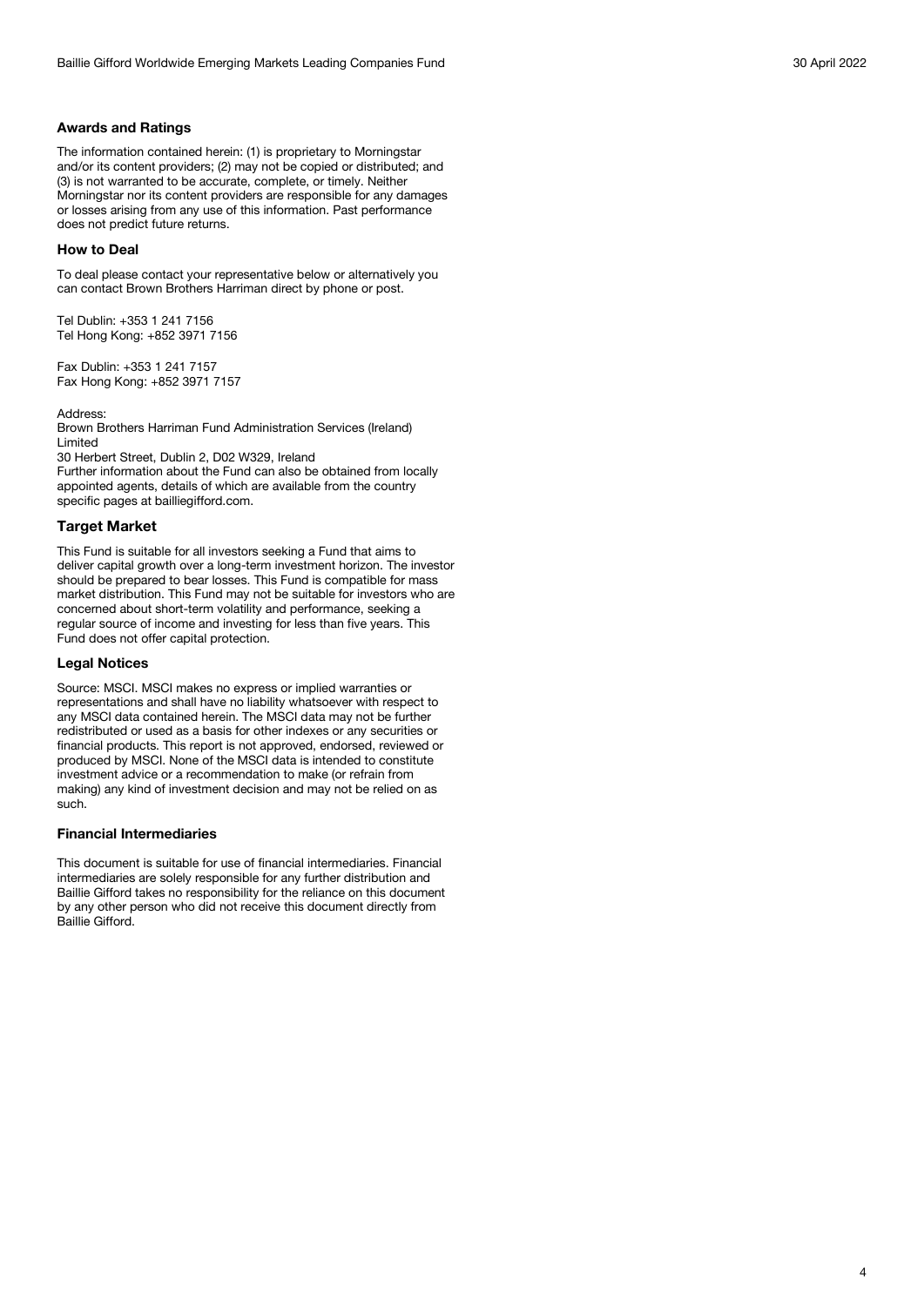## Awards and Ratings

The information contained herein: (1) is proprietary to Morningstar and/or its content providers; (2) may not be copied or distributed; and (3) is not warranted to be accurate, complete, or timely. Neither Morningstar nor its content providers are responsible for any damages or losses arising from any use of this information. Past performance does not predict future returns.

## How to Deal

To deal please contact your representative below or alternatively you can contact Brown Brothers Harriman direct by phone or post.

Tel Dublin: +353 1 241 7156
Tel Hong Kong: +852 3971 7156

Fax Dublin: +353 1 241 7157
Fax Hong Kong: +852 3971 7157

Address:
Brown Brothers Harriman Fund Administration Services (Ireland) Limited
30 Herbert Street, Dublin 2, D02 W329, Ireland
Further information about the Fund can also be obtained from locally appointed agents, details of which are available from the country specific pages at bailliegifford.com.

## Target Market

This Fund is suitable for all investors seeking a Fund that aims to deliver capital growth over a long-term investment horizon. The investor should be prepared to bear losses. This Fund is compatible for mass market distribution. This Fund may not be suitable for investors who are concerned about short-term volatility and performance, seeking a regular source of income and investing for less than five years. This Fund does not offer capital protection.

## Legal Notices

Source: MSCI. MSCI makes no express or implied warranties or representations and shall have no liability whatsoever with respect to any MSCI data contained herein. The MSCI data may not be further redistributed or used as a basis for other indexes or any securities or financial products. This report is not approved, endorsed, reviewed or produced by MSCI. None of the MSCI data is intended to constitute investment advice or a recommendation to make (or refrain from making) any kind of investment decision and may not be relied on as such.

## Financial Intermediaries

This document is suitable for use of financial intermediaries. Financial intermediaries are solely responsible for any further distribution and Baillie Gifford takes no responsibility for the reliance on this document by any other person who did not receive this document directly from Baillie Gifford.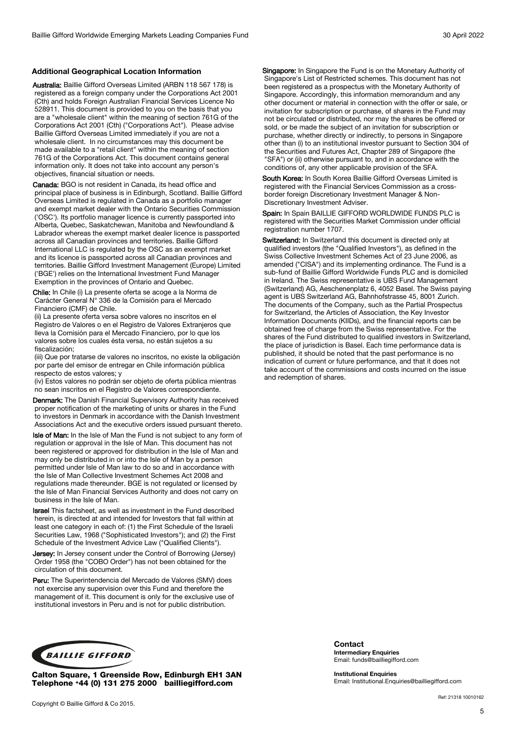### Additional Geographical Location Information

**Australia:** Baillie Gifford Overseas Limited (ARBN 118 567 178) is registered as a foreign company under the Corporations Act 2001 (Cth) and holds Foreign Australian Financial Services Licence No 528911. This document is provided to you on the basis that you are a "wholesale client" within the meaning of section 761G of the Corporations Act 2001 (Cth) ("Corporations Act"). Please advise Baillie Gifford Overseas Limited immediately if you are not a wholesale client. In no circumstances may this document be made available to a "retail client" within the meaning of section 761G of the Corporations Act. This document contains general information only. It does not take into account any person's objectives, financial situation or needs.

**Canada:** BGO is not resident in Canada, its head office and principal place of business is in Edinburgh, Scotland. Baillie Gifford Overseas Limited is regulated in Canada as a portfolio manager and exempt market dealer with the Ontario Securities Commission ('OSC'). Its portfolio manager licence is currently passported into Alberta, Quebec, Saskatchewan, Manitoba and Newfoundland & Labrador whereas the exempt market dealer licence is passported across all Canadian provinces and territories. Baillie Gifford International LLC is regulated by the OSC as an exempt market and its licence is passported across all Canadian provinces and territories. Baillie Gifford Investment Management (Europe) Limited ('BGE') relies on the International Investment Fund Manager Exemption in the provinces of Ontario and Quebec.

**Chile:** In Chile (i) La presente oferta se acoge a la Norma de Carácter General N° 336 de la Comisión para el Mercado Financiero (CMF) de Chile.
(ii) La presente oferta versa sobre valores no inscritos en el Registro de Valores o en el Registro de Valores Extranjeros que lleva la Comisión para el Mercado Financiero, por lo que los valores sobre los cuales ésta versa, no están sujetos a su fiscalización;
(iii) Que por tratarse de valores no inscritos, no existe la obligación por parte del emisor de entregar en Chile información pública respecto de estos valores; y
(iv) Estos valores no podrán ser objeto de oferta pública mientras no sean inscritos en el Registro de Valores correspondiente.

**Denmark:** The Danish Financial Supervisory Authority has received proper notification of the marketing of units or shares in the Fund to investors in Denmark in accordance with the Danish Investment Associations Act and the executive orders issued pursuant thereto.

**Isle of Man:** In the Isle of Man the Fund is not subject to any form of regulation or approval in the Isle of Man. This document has not been registered or approved for distribution in the Isle of Man and may only be distributed in or into the Isle of Man by a person permitted under Isle of Man law to do so and in accordance with the Isle of Man Collective Investment Schemes Act 2008 and regulations made thereunder. BGE is not regulated or licensed by the Isle of Man Financial Services Authority and does not carry on business in the Isle of Man.

**Israel** This factsheet, as well as investment in the Fund described herein, is directed at and intended for Investors that fall within at least one category in each of: (1) the First Schedule of the Israeli Securities Law, 1968 ("Sophisticated Investors"); and (2) the First Schedule of the Investment Advice Law ("Qualified Clients").

**Jersey:** In Jersey consent under the Control of Borrowing (Jersey) Order 1958 (the "COBO Order") has not been obtained for the circulation of this document.

**Peru:** The Superintendencia del Mercado de Valores (SMV) does not exercise any supervision over this Fund and therefore the management of it. This document is only for the exclusive use of institutional investors in Peru and is not for public distribution.

**Singapore:** In Singapore the Fund is on the Monetary Authority of Singapore's List of Restricted schemes. This document has not been registered as a prospectus with the Monetary Authority of Singapore. Accordingly, this information memorandum and any other document or material in connection with the offer or sale, or invitation for subscription or purchase, of shares in the Fund may not be circulated or distributed, nor may the shares be offered or sold, or be made the subject of an invitation for subscription or purchase, whether directly or indirectly, to persons in Singapore other than (i) to an institutional investor pursuant to Section 304 of the Securities and Futures Act, Chapter 289 of Singapore (the "SFA") or (ii) otherwise pursuant to, and in accordance with the conditions of, any other applicable provision of the SFA.

**South Korea:** In South Korea Baillie Gifford Overseas Limited is registered with the Financial Services Commission as a cross-border foreign Discretionary Investment Manager & Non-Discretionary Investment Adviser.

**Spain:** In Spain BAILLIE GIFFORD WORLDWIDE FUNDS PLC is registered with the Securities Market Commission under official registration number 1707.

**Switzerland:** In Switzerland this document is directed only at qualified investors (the "Qualified Investors"), as defined in the Swiss Collective Investment Schemes Act of 23 June 2006, as amended ("CISA") and its implementing ordinance. The Fund is a sub-fund of Baillie Gifford Worldwide Funds PLC and is domiciled in Ireland. The Swiss representative is UBS Fund Management (Switzerland) AG, Aeschenenplatz 6, 4052 Basel. The Swiss paying agent is UBS Switzerland AG, Bahnhofstrasse 45, 8001 Zurich. The documents of the Company, such as the Partial Prospectus for Switzerland, the Articles of Association, the Key Investor Information Documents (KIIDs), and the financial reports can be obtained free of charge from the Swiss representative. For the shares of the Fund distributed to qualified investors in Switzerland, the place of jurisdiction is Basel. Each time performance data is published, it should be noted that the past performance is no indication of current or future performance, and that it does not take account of the commissions and costs incurred on the issue and redemption of shares.

BAILLIE GIFFORD

**Calton Square, 1 Greenside Row, Edinburgh EH1 3AN**
**Telephone +44 (0) 131 275 2000 bailliegifford.com**

**Contact**

**Intermediary Enquiries**
Email: funds@bailliegifford.com

**Institutional Enquiries**
Email: Institutional.Enquiries@bailliegifford.com

Ref: 21318 10010162

Copyright © Baillie Gifford & Co 2015.